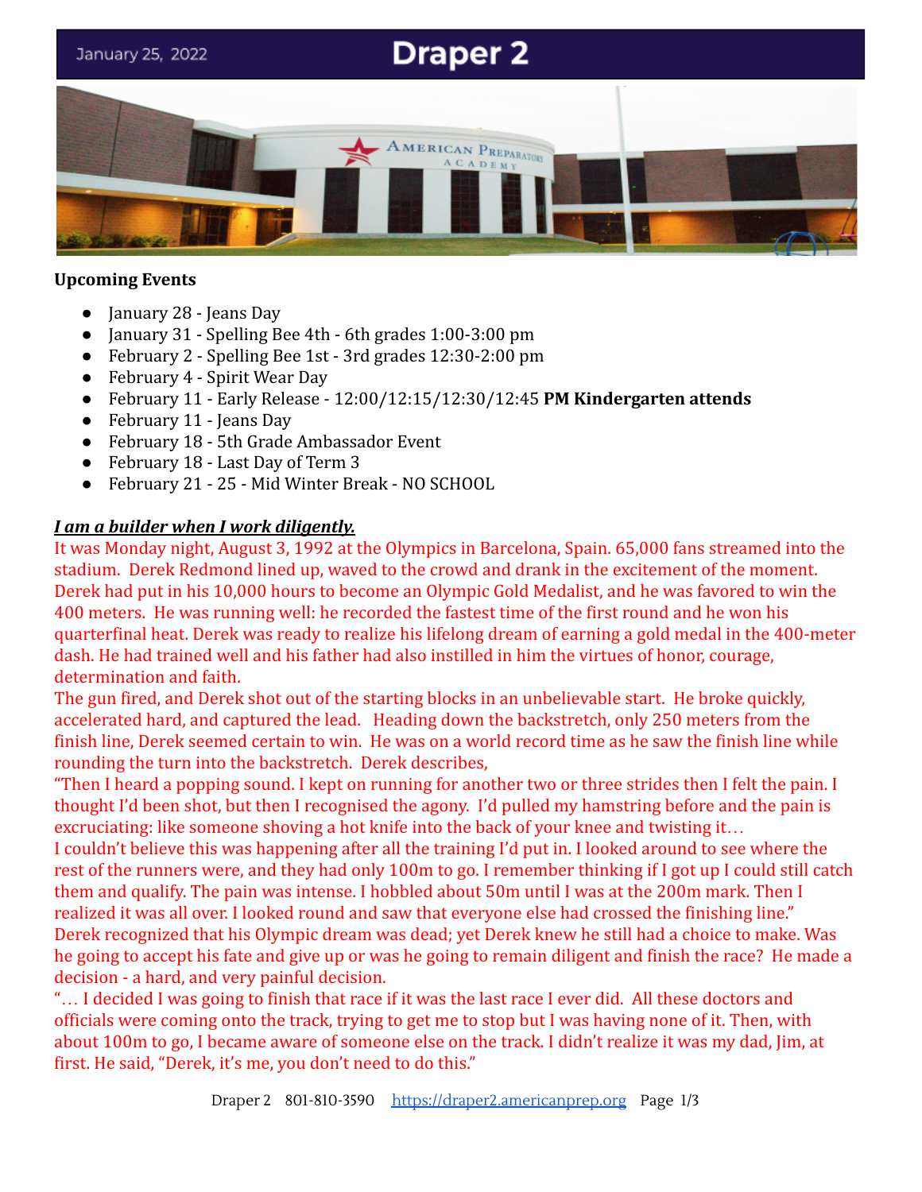January 25, 2022

# Draper 2

**Upcoming Events**

- January 28 - Jeans Day
- January 31 - Spelling Bee 4th - 6th grades 1:00-3:00 pm
- February 2 - Spelling Bee 1st - 3rd grades 12:30-2:00 pm
- February 4 - Spirit Wear Day
- February 11 - Early Release - 12:00/12:15/12:30/12:45 **PM Kindergarten attends**
- February 11 - Jeans Day
- February 18 - 5th Grade Ambassador Event
- February 18 - Last Day of Term 3
- February 21 - 25 - Mid Winter Break - NO SCHOOL

***I am a builder when I work diligently.***

It was Monday night, August 3, 1992 at the Olympics in Barcelona, Spain. 65,000 fans streamed into the stadium. Derek Redmond lined up, waved to the crowd and drank in the excitement of the moment. Derek had put in his 10,000 hours to become an Olympic Gold Medalist, and he was favored to win the 400 meters. He was running well: he recorded the fastest time of the first round and he won his quarterfinal heat. Derek was ready to realize his lifelong dream of earning a gold medal in the 400-meter dash. He had trained well and his father had also instilled in him the virtues of honor, courage, determination and faith.

The gun fired, and Derek shot out of the starting blocks in an unbelievable start. He broke quickly, accelerated hard, and captured the lead. Heading down the backstretch, only 250 meters from the finish line, Derek seemed certain to win. He was on a world record time as he saw the finish line while rounding the turn into the backstretch. Derek describes,

"Then I heard a popping sound. I kept on running for another two or three strides then I felt the pain. I thought I'd been shot, but then I recognised the agony. I'd pulled my hamstring before and the pain is excruciating: like someone shoving a hot knife into the back of your knee and twisting it…

I couldn't believe this was happening after all the training I'd put in. I looked around to see where the rest of the runners were, and they had only 100m to go. I remember thinking if I got up I could still catch them and qualify. The pain was intense. I hobbled about 50m until I was at the 200m mark. Then I realized it was all over. I looked round and saw that everyone else had crossed the finishing line."

Derek recognized that his Olympic dream was dead; yet Derek knew he still had a choice to make. Was he going to accept his fate and give up or was he going to remain diligent and finish the race? He made a decision - a hard, and very painful decision.

"… I decided I was going to finish that race if it was the last race I ever did. All these doctors and officials were coming onto the track, trying to get me to stop but I was having none of it. Then, with about 100m to go, I became aware of someone else on the track. I didn't realize it was my dad, Jim, at first. He said, "Derek, it's me, you don't need to do this."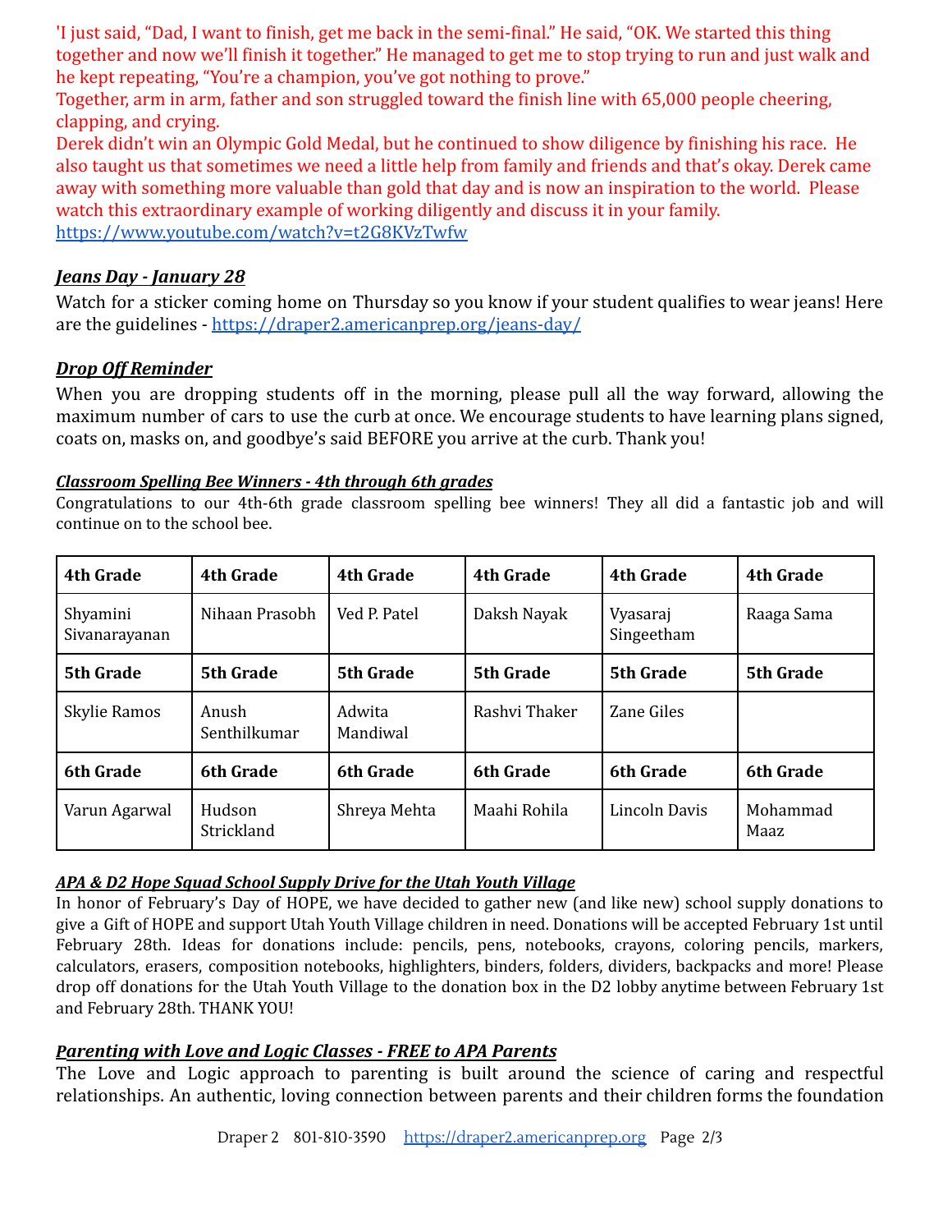'I just said, "Dad, I want to finish, get me back in the semi-final." He said, "OK. We started this thing together and now we'll finish it together." He managed to get me to stop trying to run and just walk and he kept repeating, "You're a champion, you've got nothing to prove."

Together, arm in arm, father and son struggled toward the finish line with 65,000 people cheering, clapping, and crying.

Derek didn't win an Olympic Gold Medal, but he continued to show diligence by finishing his race. He also taught us that sometimes we need a little help from family and friends and that's okay. Derek came away with something more valuable than gold that day and is now an inspiration to the world. Please watch this extraordinary example of working diligently and discuss it in your family. https://www.youtube.com/watch?v=t2G8KVzTwfw

## *Jeans Day - January 28*

Watch for a sticker coming home on Thursday so you know if your student qualifies to wear jeans! Here are the guidelines - https://draper2.americanprep.org/jeans-day/

## *Drop Off Reminder*

When you are dropping students off in the morning, please pull all the way forward, allowing the maximum number of cars to use the curb at once. We encourage students to have learning plans signed, coats on, masks on, and goodbye's said BEFORE you arrive at the curb. Thank you!

### *Classroom Spelling Bee Winners - 4th through 6th grades*

Congratulations to our 4th-6th grade classroom spelling bee winners! They all did a fantastic job and will continue on to the school bee.

| 4th Grade | 4th Grade | 4th Grade | 4th Grade | 4th Grade | 4th Grade |
|---|---|---|---|---|---|
| Shyamini Sivanarayanan | Nihaan Prasobh | Ved P. Patel | Daksh Nayak | Vyasaraj Singeetham | Raaga Sama |
| **5th Grade** | **5th Grade** | **5th Grade** | **5th Grade** | **5th Grade** | **5th Grade** |
| Skylie Ramos | Anush Senthilkumar | Adwita Mandiwal | Rashvi Thaker | Zane Giles | |
| **6th Grade** | **6th Grade** | **6th Grade** | **6th Grade** | **6th Grade** | **6th Grade** |
| Varun Agarwal | Hudson Strickland | Shreya Mehta | Maahi Rohila | Lincoln Davis | Mohammad Maaz |

### *APA & D2 Hope Squad School Supply Drive for the Utah Youth Village*

In honor of February's Day of HOPE, we have decided to gather new (and like new) school supply donations to give a Gift of HOPE and support Utah Youth Village children in need. Donations will be accepted February 1st until February 28th. Ideas for donations include: pencils, pens, notebooks, crayons, coloring pencils, markers, calculators, erasers, composition notebooks, highlighters, binders, folders, dividers, backpacks and more! Please drop off donations for the Utah Youth Village to the donation box in the D2 lobby anytime between February 1st and February 28th. THANK YOU!

## *Parenting with Love and Logic Classes - FREE to APA Parents*

The Love and Logic approach to parenting is built around the science of caring and respectful relationships. An authentic, loving connection between parents and their children forms the foundation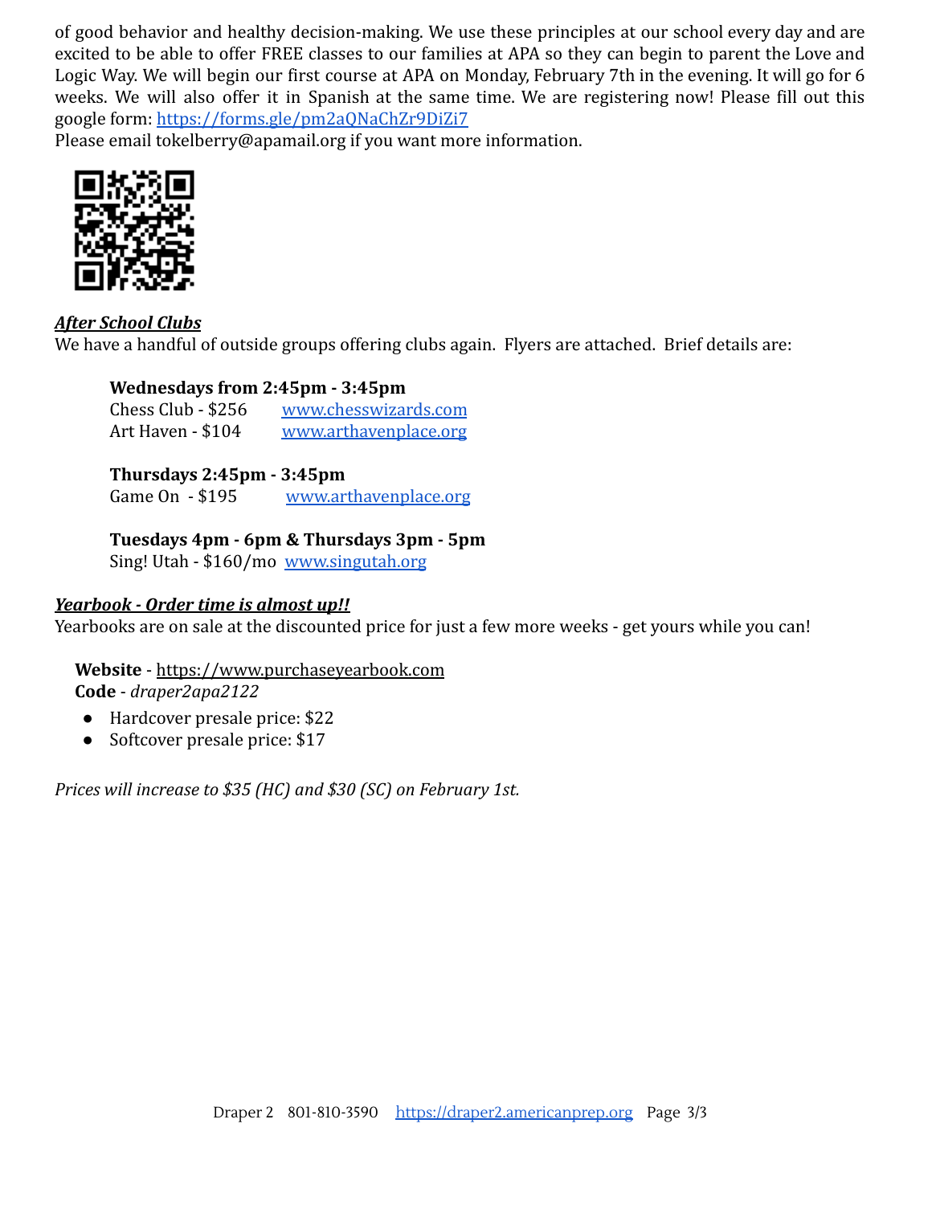of good behavior and healthy decision-making. We use these principles at our school every day and are excited to be able to offer FREE classes to our families at APA so they can begin to parent the Love and Logic Way. We will begin our first course at APA on Monday, February 7th in the evening. It will go for 6 weeks. We will also offer it in Spanish at the same time. We are registering now! Please fill out this google form: https://forms.gle/pm2aQNaChZr9DiZi7
Please email tokelberry@apamail.org if you want more information.

***After School Clubs***

We have a handful of outside groups offering clubs again. Flyers are attached. Brief details are:

**Wednesdays from 2:45pm - 3:45pm**
Chess Club - $256 www.chesswizards.com
Art Haven - $104 www.arthavenplace.org

**Thursdays 2:45pm - 3:45pm**
Game On - $195 www.arthavenplace.org

**Tuesdays 4pm - 6pm & Thursdays 3pm - 5pm**
Sing! Utah - $160/mo www.singutah.org

***Yearbook - Order time is almost up!!***

Yearbooks are on sale at the discounted price for just a few more weeks - get yours while you can!

**Website** - https://www.purchaseyearbook.com
**Code** - *draper2apa2122*

- Hardcover presale price: $22
- Softcover presale price: $17

*Prices will increase to $35 (HC) and $30 (SC) on February 1st.*